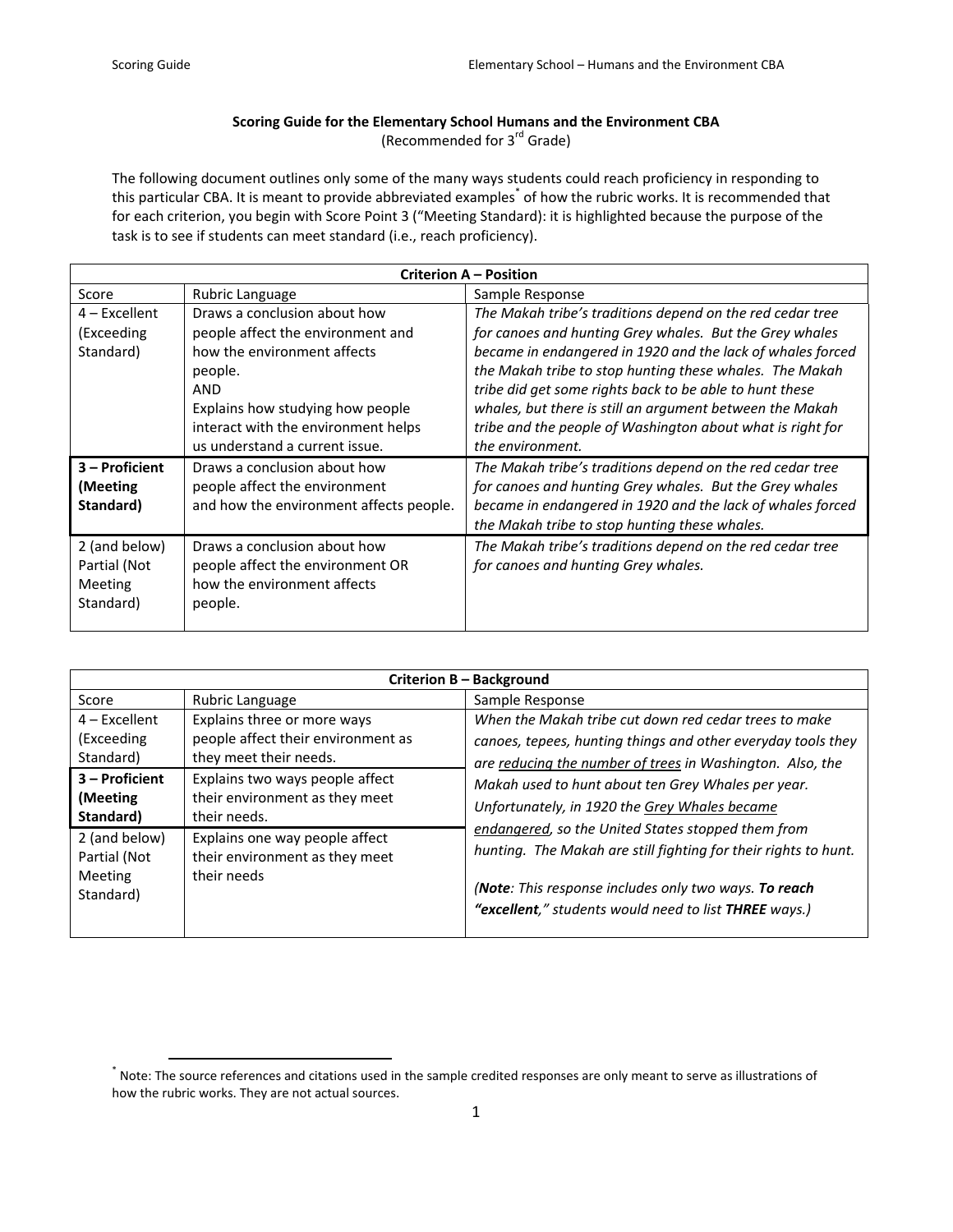**Scoring Guide for the Elementary School Humans and the Environment CBA**
(Recommended for 3rd Grade)

The following document outlines only some of the many ways students could reach proficiency in responding to this particular CBA. It is meant to provide abbreviated examples[*] of how the rubric works. It is recommended that for each criterion, you begin with Score Point 3 ("Meeting Standard): it is highlighted because the purpose of the task is to see if students can meet standard (i.e., reach proficiency).

| Criterion A – Position | | |
|---|---|---|
| Score | Rubric Language | Sample Response |
| 4 – Excellent (Exceeding Standard) | Draws a conclusion about how people affect the environment and how the environment affects people. AND Explains how studying how people interact with the environment helps us understand a current issue. | *The Makah tribe's traditions depend on the red cedar tree for canoes and hunting Grey whales. But the Grey whales became in endangered in 1920 and the lack of whales forced the Makah tribe to stop hunting these whales. The Makah tribe did get some rights back to be able to hunt these whales, but there is still an argument between the Makah tribe and the people of Washington about what is right for the environment.* |
| **3 – Proficient (Meeting Standard)** | Draws a conclusion about how people affect the environment and how the environment affects people. | *The Makah tribe's traditions depend on the red cedar tree for canoes and hunting Grey whales. But the Grey whales became in endangered in 1920 and the lack of whales forced the Makah tribe to stop hunting these whales.* |
| 2 (and below) Partial (Not Meeting Standard) | Draws a conclusion about how people affect the environment OR how the environment affects people. | *The Makah tribe's traditions depend on the red cedar tree for canoes and hunting Grey whales.* |

| Criterion B – Background | | |
|---|---|---|
| Score | Rubric Language | Sample Response |
| 4 – Excellent (Exceeding Standard) | Explains three or more ways people affect their environment as they meet their needs. | *When the Makah tribe cut down red cedar trees to make canoes, tepees, hunting things and other everyday tools they are <u>reducing the number of trees</u> in Washington. Also, the Makah used to hunt about ten Grey Whales per year. Unfortunately, in 1920 the <u>Grey Whales became endangered</u>, so the United States stopped them from hunting. The Makah are still fighting for their rights to hunt.* <br><br> *(**Note**: This response includes only two ways. **To reach "excellent,"** students would need to list **THREE** ways.)* |
| **3 – Proficient (Meeting Standard)** | Explains two ways people affect their environment as they meet their needs. | |
| 2 (and below) Partial (Not Meeting Standard) | Explains one way people affect their environment as they meet their needs | |

[*] Note: The source references and citations used in the sample credited responses are only meant to serve as illustrations of how the rubric works. They are not actual sources.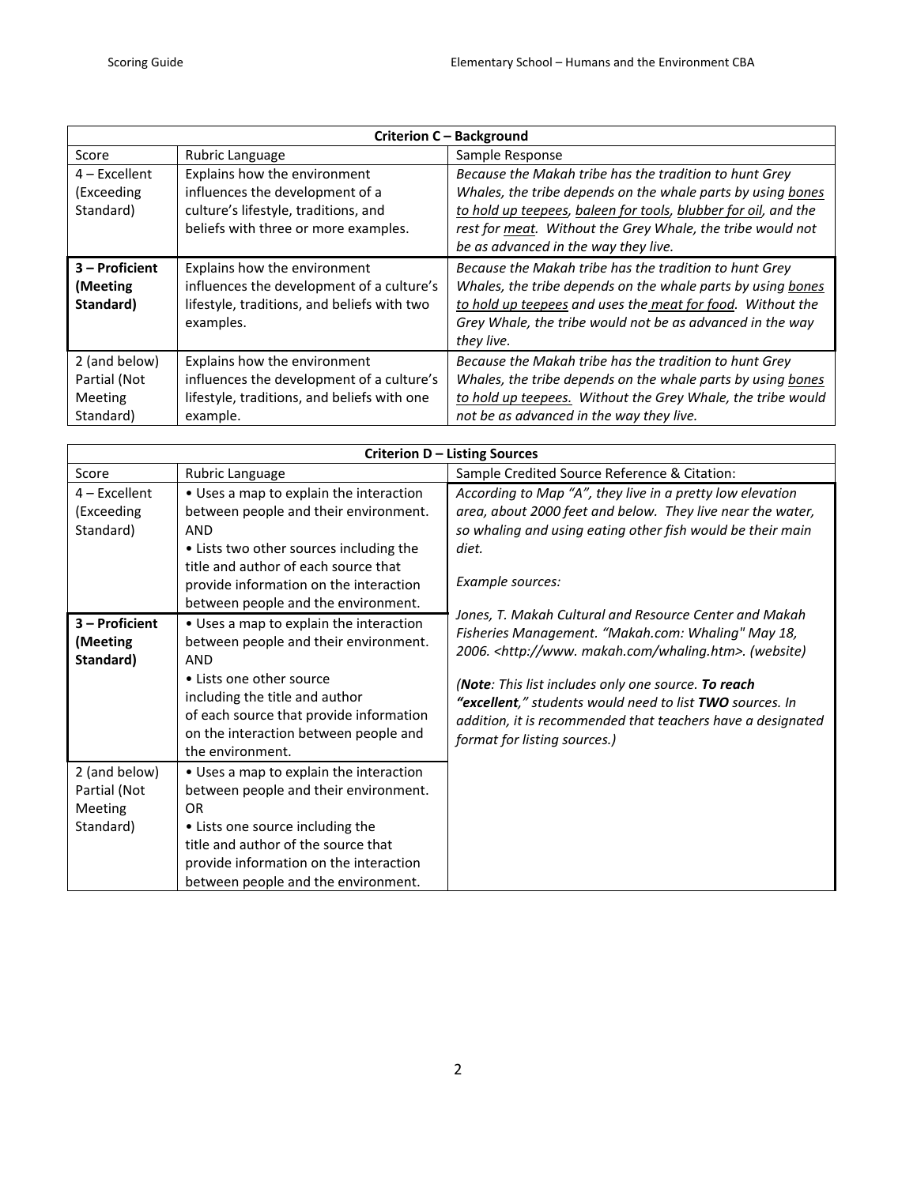| Criterion C – Background | | |
|---|---|---|
| Score | Rubric Language | Sample Response |
| 4 – Excellent (Exceeding Standard) | Explains how the environment influences the development of a culture's lifestyle, traditions, and beliefs with three or more examples. | *Because the Makah tribe has the tradition to hunt Grey Whales, the tribe depends on the whale parts by using <u>bones to hold up teepees</u>, <u>baleen for tools</u>, <u>blubber for oil</u>, and the rest for <u>meat</u>. Without the Grey Whale, the tribe would not be as advanced in the way they live.* |
| **3 – Proficient (Meeting Standard)** | Explains how the environment influences the development of a culture's lifestyle, traditions, and beliefs with two examples. | *Because the Makah tribe has the tradition to hunt Grey Whales, the tribe depends on the whale parts by using <u>bones to hold up teepees</u> and uses the <u>meat for food</u>. Without the Grey Whale, the tribe would not be as advanced in the way they live.* |
| 2 (and below) Partial (Not Meeting Standard) | Explains how the environment influences the development of a culture's lifestyle, traditions, and beliefs with one example. | *Because the Makah tribe has the tradition to hunt Grey Whales, the tribe depends on the whale parts by using <u>bones to hold up teepees.</u> Without the Grey Whale, the tribe would not be as advanced in the way they live.* |

| Criterion D – Listing Sources | | |
|---|---|---|
| Score | Rubric Language | Sample Credited Source Reference & Citation: |
| 4 – Excellent (Exceeding Standard) | • Uses a map to explain the interaction between people and their environment. AND • Lists two other sources including the title and author of each source that provide information on the interaction between people and the environment. | *According to Map "A", they live in a pretty low elevation area, about 2000 feet and below. They live near the water, so whaling and using eating other fish would be their main diet.* *Example sources:* *Jones, T. Makah Cultural and Resource Center and Makah Fisheries Management. "Makah.com: Whaling" May 18, 2006. <http://www. makah.com/whaling.htm>. (website)* *(**Note**: This list includes only one source. **To reach "excellent**," students would need to list **TWO** sources. In addition, it is recommended that teachers have a designated format for listing sources.)* |
| **3 – Proficient (Meeting Standard)** | • Uses a map to explain the interaction between people and their environment. AND • Lists one other source including the title and author of each source that provide information on the interaction between people and the environment. | |
| 2 (and below) Partial (Not Meeting Standard) | • Uses a map to explain the interaction between people and their environment. OR • Lists one source including the title and author of the source that provide information on the interaction between people and the environment. | |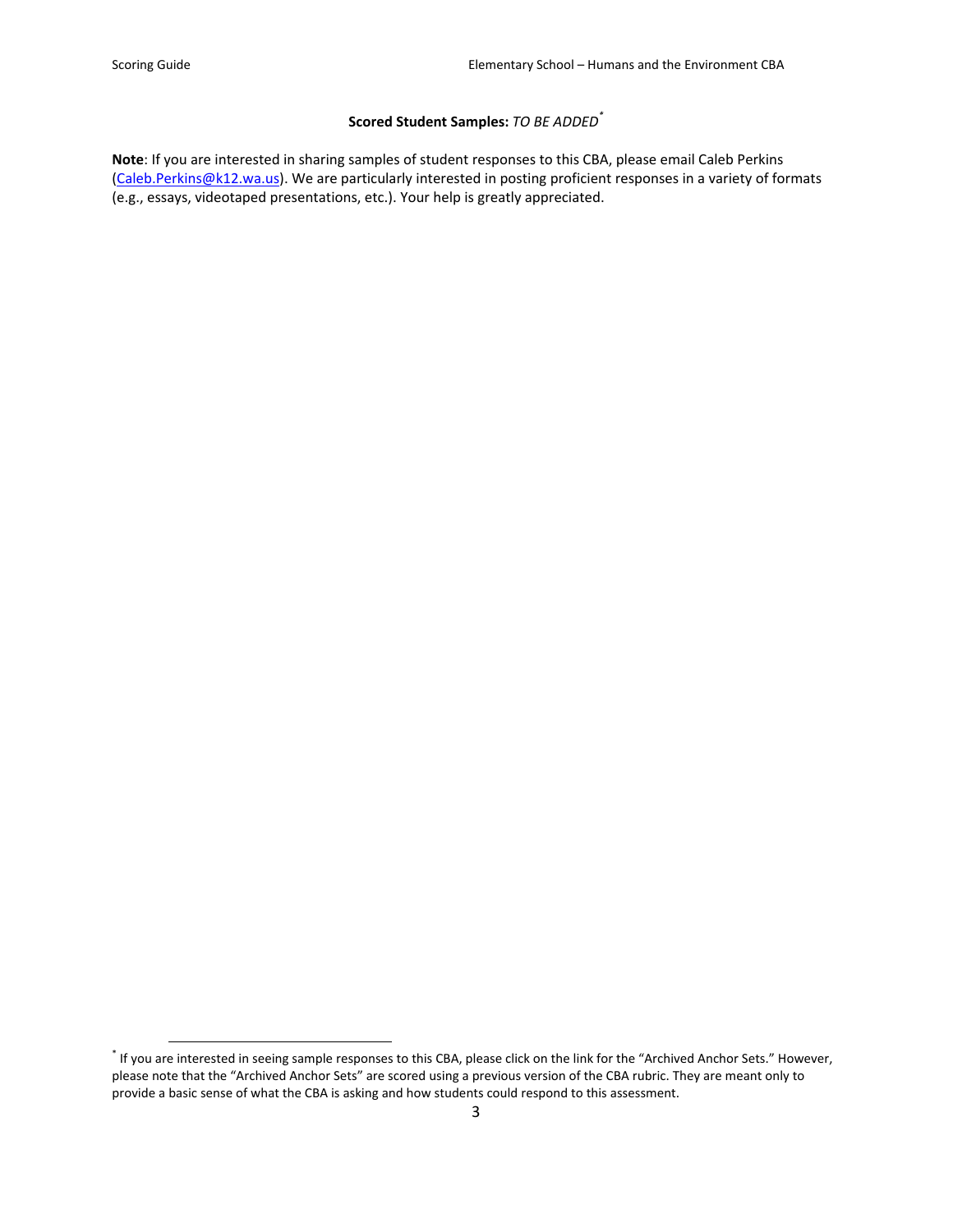**Scored Student Samples:** *TO BE ADDED*[*]

**Note**: If you are interested in sharing samples of student responses to this CBA, please email Caleb Perkins ([Caleb.Perkins@k12.wa.us](mailto:Caleb.Perkins@k12.wa.us)). We are particularly interested in posting proficient responses in a variety of formats (e.g., essays, videotaped presentations, etc.). Your help is greatly appreciated.

[*] If you are interested in seeing sample responses to this CBA, please click on the link for the "Archived Anchor Sets." However, please note that the "Archived Anchor Sets" are scored using a previous version of the CBA rubric. They are meant only to provide a basic sense of what the CBA is asking and how students could respond to this assessment.